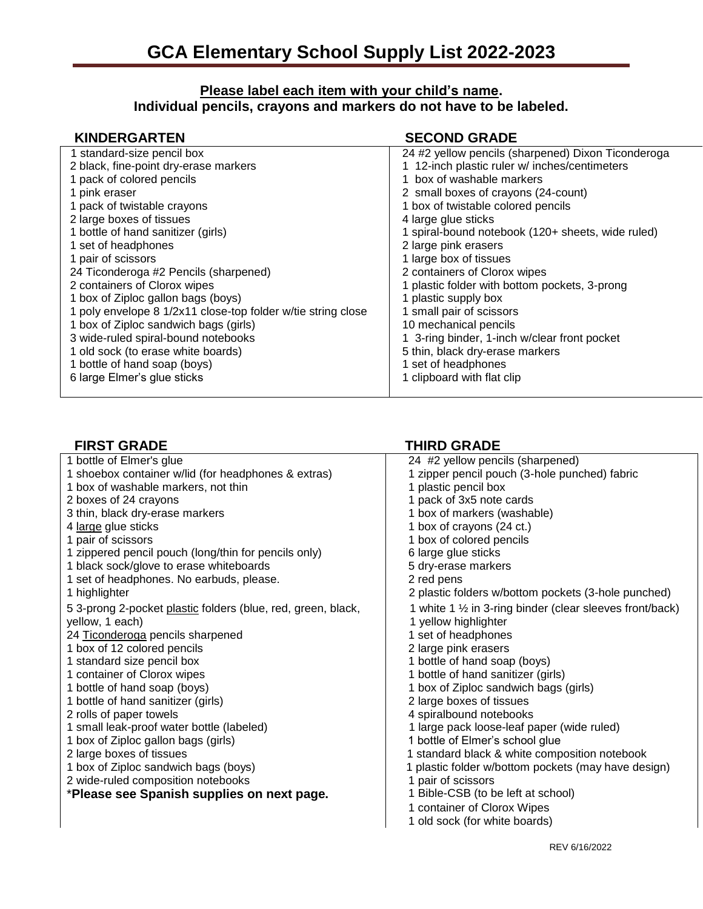# GCA Elementary School Supply List 2022-2023

**Please label each item with your child's name.**
**Individual pencils, crayons and markers do not have to be labeled.**

## KINDERGARTEN

1 standard-size pencil box
2 black, fine-point dry-erase markers
1 pack of colored pencils
1 pink eraser
1 pack of twistable crayons
2 large boxes of tissues
1 bottle of hand sanitizer (girls)
1 set of headphones
1 pair of scissors
24 Ticonderoga #2 Pencils (sharpened)
2 containers of Clorox wipes
1 box of Ziploc gallon bags (boys)
1 poly envelope 8 1/2x11 close-top folder w/tie string close
1 box of Ziploc sandwich bags (girls)
3 wide-ruled spiral-bound notebooks
1 old sock (to erase white boards)
1 bottle of hand soap (boys)
6 large Elmer's glue sticks

## SECOND GRADE

24 #2 yellow pencils (sharpened) Dixon Ticonderoga
1 12-inch plastic ruler w/ inches/centimeters
1 box of washable markers
2 small boxes of crayons (24-count)
1 box of twistable colored pencils
4 large glue sticks
1 spiral-bound notebook (120+ sheets, wide ruled)
2 large pink erasers
1 large box of tissues
2 containers of Clorox wipes
1 plastic folder with bottom pockets, 3-prong
1 plastic supply box
1 small pair of scissors
10 mechanical pencils
1 3-ring binder, 1-inch w/clear front pocket
5 thin, black dry-erase markers
1 set of headphones
1 clipboard with flat clip

## FIRST GRADE

1 bottle of Elmer's glue
1 shoebox container w/lid (for headphones & extras)
1 box of washable markers, not thin
2 boxes of 24 crayons
3 thin, black dry-erase markers
4 large glue sticks
1 pair of scissors
1 zippered pencil pouch (long/thin for pencils only)
1 black sock/glove to erase whiteboards
1 set of headphones. No earbuds, please.
1 highlighter
5 3-prong 2-pocket plastic folders (blue, red, green, black, yellow, 1 each)
24 Ticonderoga pencils sharpened
1 box of 12 colored pencils
1 standard size pencil box
1 container of Clorox wipes
1 bottle of hand soap (boys)
1 bottle of hand sanitizer (girls)
2 rolls of paper towels
1 small leak-proof water bottle (labeled)
1 box of Ziploc gallon bags (girls)
2 large boxes of tissues
1 box of Ziploc sandwich bags (boys)
2 wide-ruled composition notebooks
***Please see Spanish supplies on next page.**

## THIRD GRADE

24 #2 yellow pencils (sharpened)
1 zipper pencil pouch (3-hole punched) fabric
1 plastic pencil box
1 pack of 3x5 note cards
1 box of markers (washable)
1 box of crayons (24 ct.)
1 box of colored pencils
6 large glue sticks
5 dry-erase markers
2 red pens
2 plastic folders w/bottom pockets (3-hole punched)
1 white 1 ½ in 3-ring binder (clear sleeves front/back)
1 yellow highlighter
1 set of headphones
2 large pink erasers
1 bottle of hand soap (boys)
1 bottle of hand sanitizer (girls)
1 box of Ziploc sandwich bags (girls)
2 large boxes of tissues
4 spiralbound notebooks
1 large pack loose-leaf paper (wide ruled)
1 bottle of Elmer's school glue
1 standard black & white composition notebook
1 plastic folder w/bottom pockets (may have design)
1 pair of scissors
1 Bible-CSB (to be left at school)
1 container of Clorox Wipes
1 old sock (for white boards)

REV 6/16/2022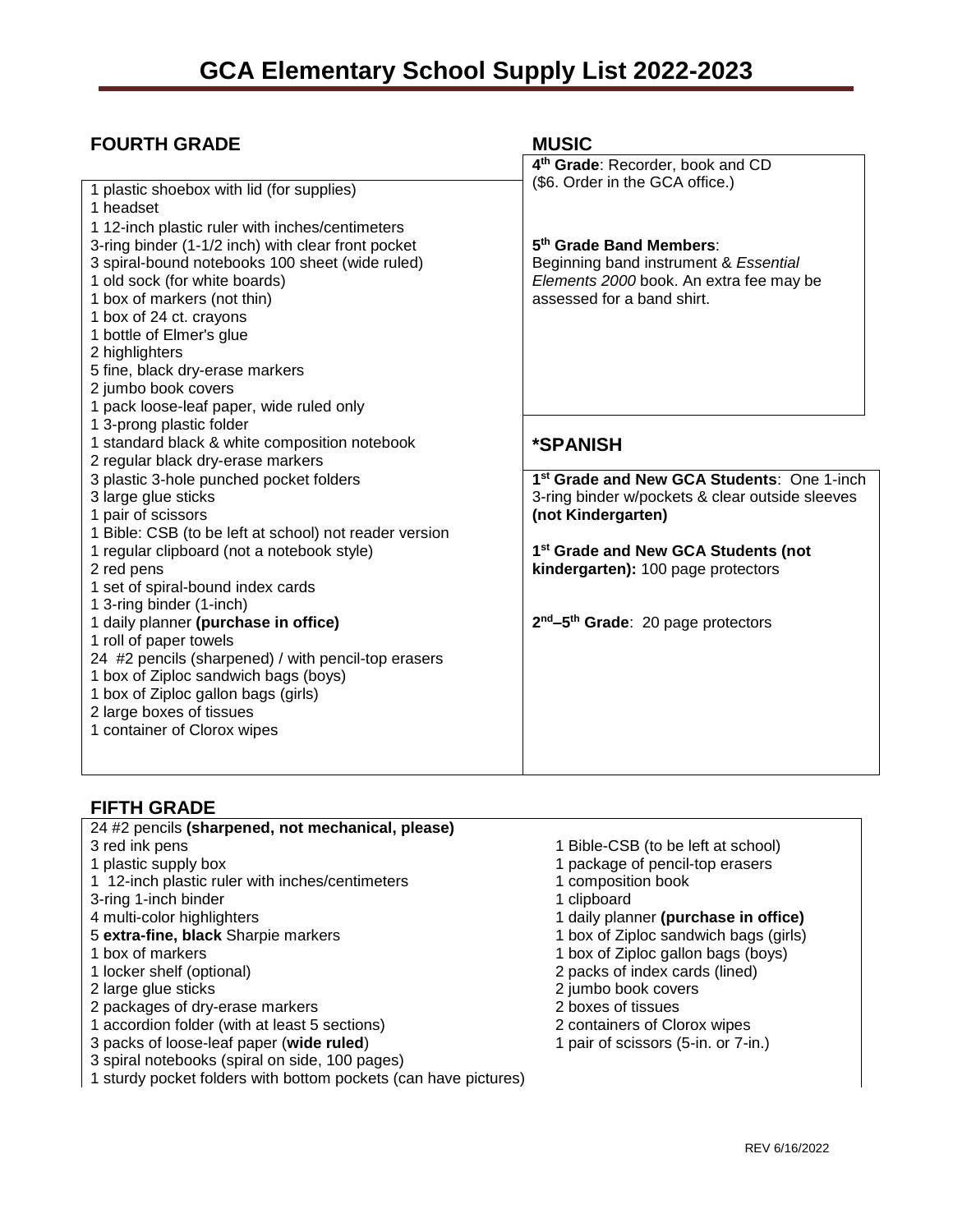# GCA Elementary School Supply List 2022-2023

## FOURTH GRADE

- 1 plastic shoebox with lid (for supplies)
- 1 headset
- 1 12-inch plastic ruler with inches/centimeters
- 3-ring binder (1-1/2 inch) with clear front pocket
- 3 spiral-bound notebooks 100 sheet (wide ruled)
- 1 old sock (for white boards)
- 1 box of markers (not thin)
- 1 box of 24 ct. crayons
- 1 bottle of Elmer's glue
- 2 highlighters
- 5 fine, black dry-erase markers
- 2 jumbo book covers
- 1 pack loose-leaf paper, wide ruled only
- 1 3-prong plastic folder
- 1 standard black & white composition notebook
- 2 regular black dry-erase markers
- 3 plastic 3-hole punched pocket folders
- 3 large glue sticks
- 1 pair of scissors
- 1 Bible: CSB (to be left at school) not reader version
- 1 regular clipboard (not a notebook style)
- 2 red pens
- 1 set of spiral-bound index cards
- 1 3-ring binder (1-inch)
- 1 daily planner **(purchase in office)**
- 1 roll of paper towels
- 24 #2 pencils (sharpened) / with pencil-top erasers
- 1 box of Ziploc sandwich bags (boys)
- 1 box of Ziploc gallon bags (girls)
- 2 large boxes of tissues
- 1 container of Clorox wipes

## MUSIC

**4th Grade**: Recorder, book and CD ($6. Order in the GCA office.)

**5th Grade Band Members**: Beginning band instrument & *Essential Elements 2000* book. An extra fee may be assessed for a band shirt.

## *SPANISH

**1st Grade and New GCA Students**: One 1-inch 3-ring binder w/pockets & clear outside sleeves **(not Kindergarten)**

**1st Grade and New GCA Students (not kindergarten):** 100 page protectors

**2nd–5th Grade**: 20 page protectors

## FIFTH GRADE

- 24 #2 pencils **(sharpened, not mechanical, please)**
- 3 red ink pens
- 1 plastic supply box
- 1 12-inch plastic ruler with inches/centimeters
- 3-ring 1-inch binder
- 4 multi-color highlighters
- 5 **extra-fine, black** Sharpie markers
- 1 box of markers
- 1 locker shelf (optional)
- 2 large glue sticks
- 2 packages of dry-erase markers
- 1 accordion folder (with at least 5 sections)
- 3 packs of loose-leaf paper (**wide ruled**)
- 3 spiral notebooks (spiral on side, 100 pages)
- 1 sturdy pocket folders with bottom pockets (can have pictures)
- 1 Bible-CSB (to be left at school)
- 1 package of pencil-top erasers
- 1 composition book
- 1 clipboard
- 1 daily planner **(purchase in office)**
- 1 box of Ziploc sandwich bags (girls)
- 1 box of Ziploc gallon bags (boys)
- 2 packs of index cards (lined)
- 2 jumbo book covers
- 2 boxes of tissues
- 2 containers of Clorox wipes
- 1 pair of scissors (5-in. or 7-in.)

REV 6/16/2022